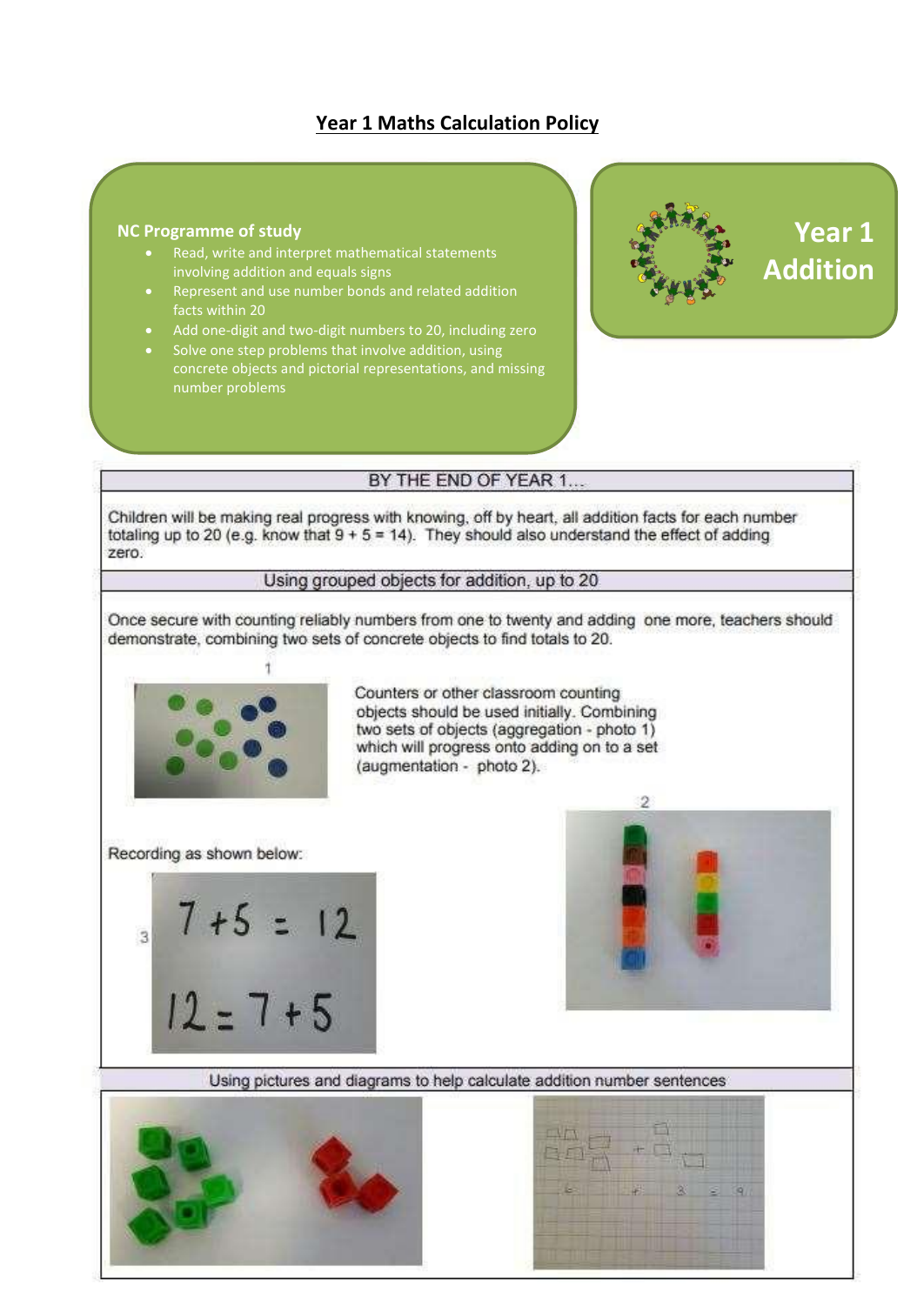# Year 1 Maths Calculation Policy

**NC Programme of study**

- Read, write and interpret mathematical statements involving addition and equals signs
- Represent and use number bonds and related addition facts within 20
- Add one-digit and two-digit numbers to 20, including zero
- Solve one step problems that involve addition, using concrete objects and pictorial representations, and missing number problems

## Year 1 Addition

### BY THE END OF YEAR 1…

Children will be making real progress with knowing, off by heart, all addition facts for each number totaling up to 20 (e.g. know that $9 + 5 = 14$). They should also understand the effect of adding zero.

### Using grouped objects for addition, up to 20

Once secure with counting reliably numbers from one to twenty and adding one more, teachers should demonstrate, combining two sets of concrete objects to find totals to 20.

1

Counters or other classroom counting objects should be used initially. Combining two sets of objects (aggregation - photo 1) which will progress onto adding on to a set (augmentation - photo 2).

2

Recording as shown below:

3

$7 + 5 = 12$

$12 = 7 + 5$

### Using pictures and diagrams to help calculate addition number sentences

$6 + 3 = 9$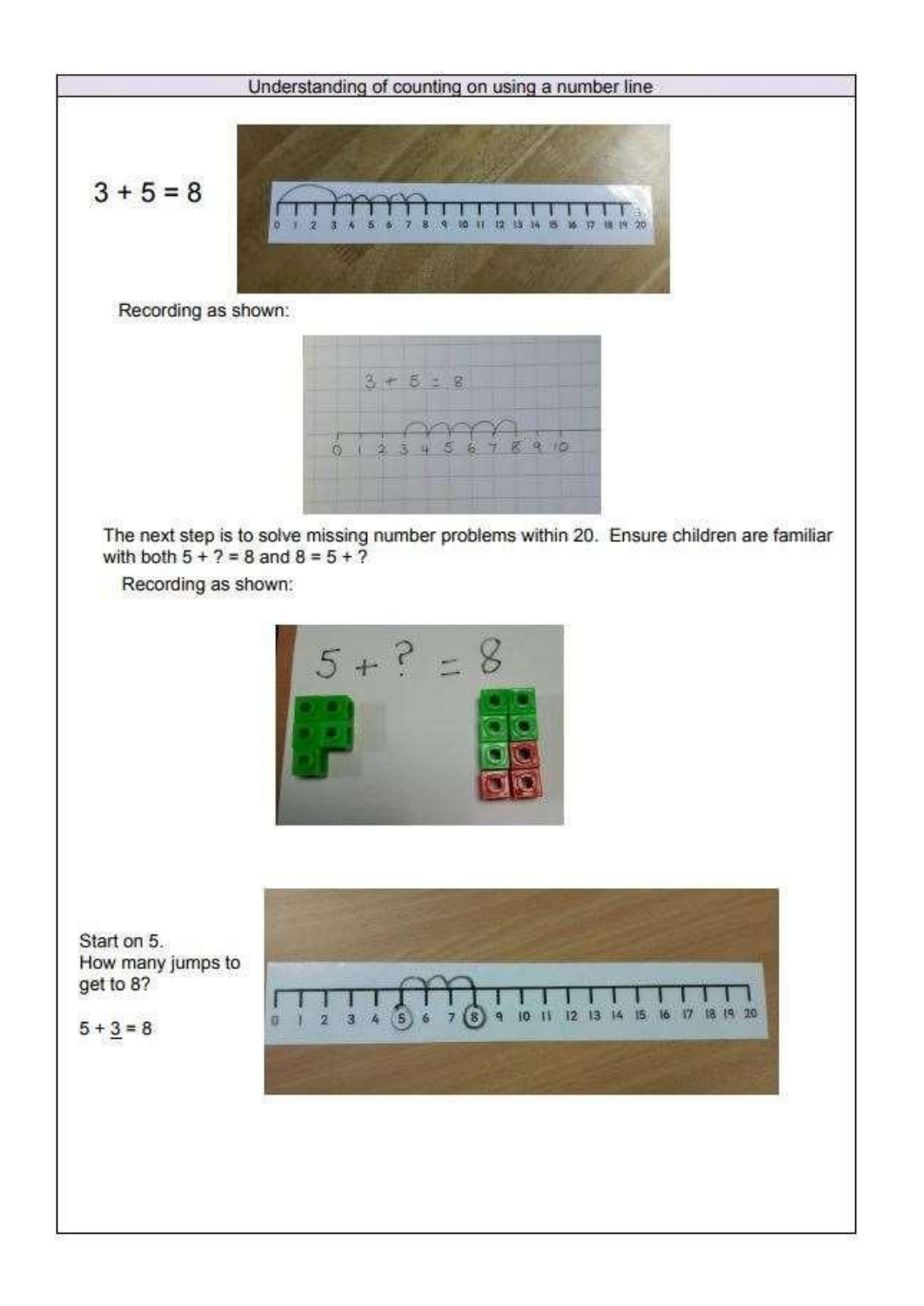## Understanding of counting on using a number line

$3 + 5 = 8$

Recording as shown:

The next step is to solve missing number problems within 20. Ensure children are familiar with both $5 + ? = 8$ and $8 = 5 + ?$

Recording as shown:

Start on 5.
How many jumps to get to 8?

$5 + \underline{3} = 8$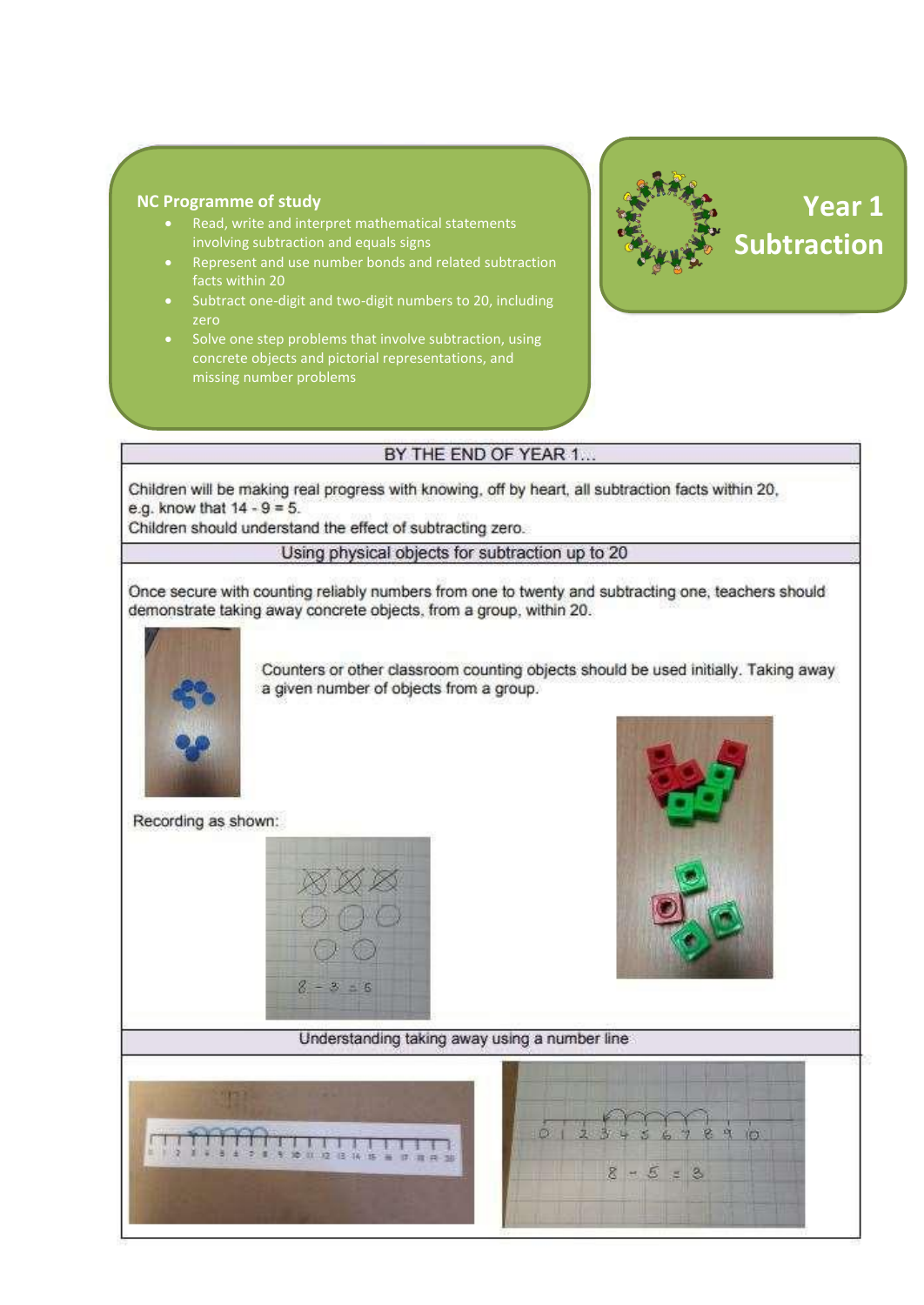## NC Programme of study

- Read, write and interpret mathematical statements involving subtraction and equals signs
- Represent and use number bonds and related subtraction facts within 20
- Subtract one-digit and two-digit numbers to 20, including zero
- Solve one step problems that involve subtraction, using concrete objects and pictorial representations, and missing number problems

# Year 1 Subtraction

### BY THE END OF YEAR 1...

Children will be making real progress with knowing, off by heart, all subtraction facts within 20, e.g. know that $14 - 9 = 5$.

Children should understand the effect of subtracting zero.

### Using physical objects for subtraction up to 20

Once secure with counting reliably numbers from one to twenty and subtracting one, teachers should demonstrate taking away concrete objects, from a group, within 20.

Counters or other classroom counting objects should be used initially. Taking away a given number of objects from a group.

Recording as shown:

$8 - 3 = 5$

### Understanding taking away using a number line

$8 - 5 = 3$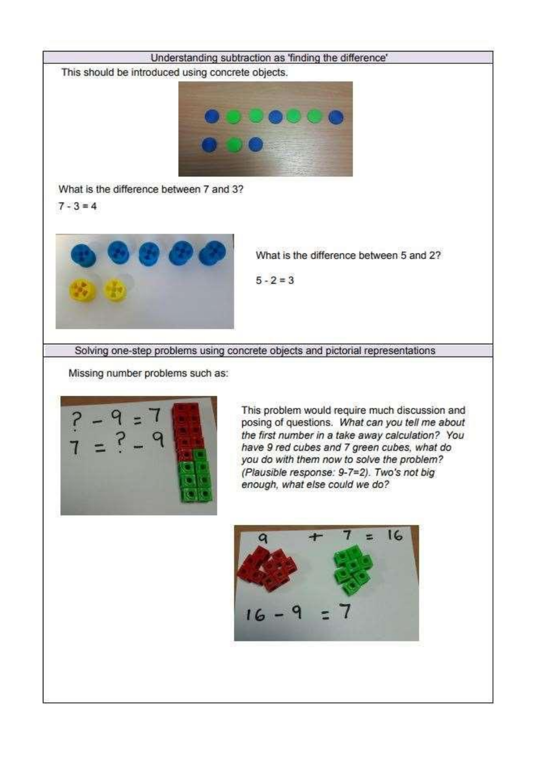## Understanding subtraction as 'finding the difference'

This should be introduced using concrete objects.

What is the difference between 7 and 3?

$7 - 3 = 4$

What is the difference between 5 and 2?

$5 - 2 = 3$

## Solving one-step problems using concrete objects and pictorial representations

Missing number problems such as:

This problem would require much discussion and posing of questions. *What can you tell me about the first number in a take away calculation? You have 9 red cubes and 7 green cubes, what do you do with them now to solve the problem? (Plausible response: 9-7=2). Two's not big enough, what else could we do?*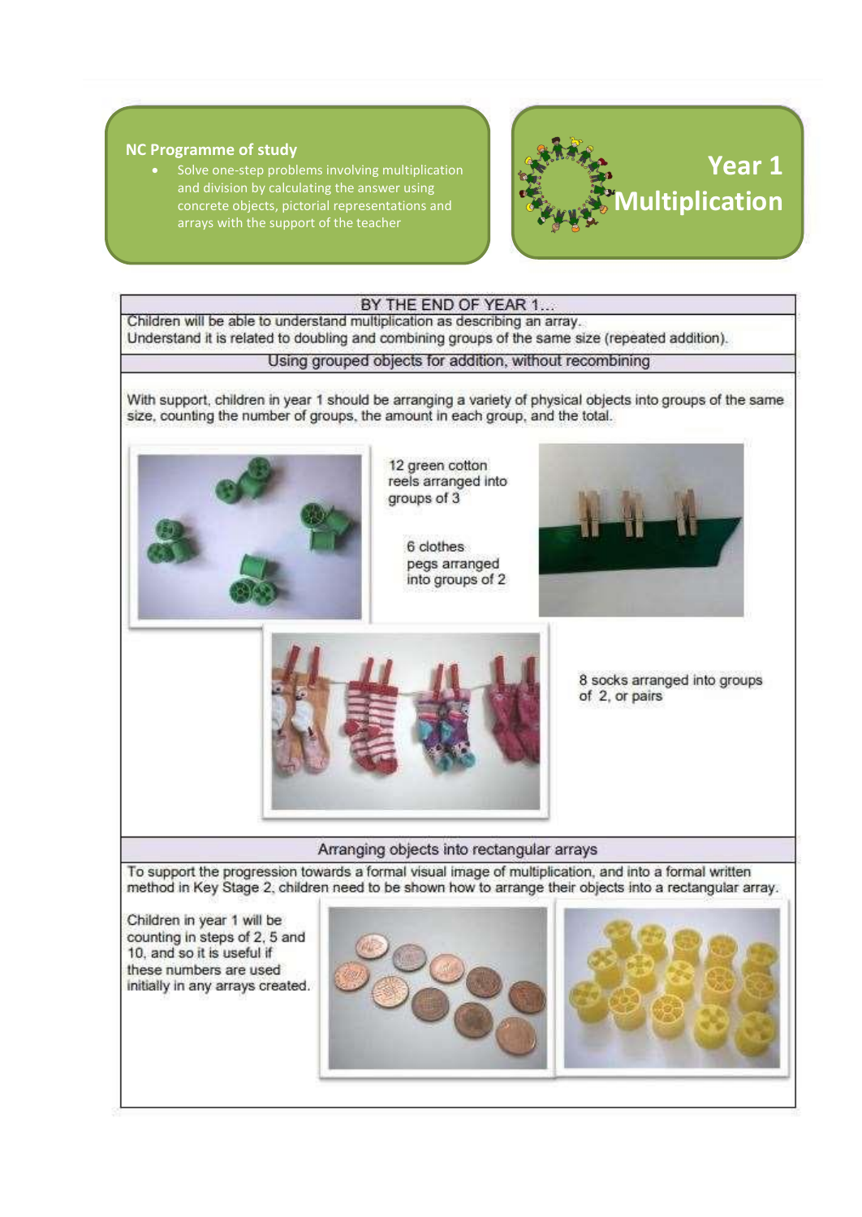**NC Programme of study**

- Solve one-step problems involving multiplication and division by calculating the answer using concrete objects, pictorial representations and arrays with the support of the teacher

# Year 1 Multiplication

## BY THE END OF YEAR 1…

Children will be able to understand multiplication as describing an array.
Understand it is related to doubling and combining groups of the same size (repeated addition).

### Using grouped objects for addition, without recombining

With support, children in year 1 should be arranging a variety of physical objects into groups of the same size, counting the number of groups, the amount in each group, and the total.

12 green cotton reels arranged into groups of 3

6 clothes pegs arranged into groups of 2

8 socks arranged into groups of 2, or pairs

### Arranging objects into rectangular arrays

To support the progression towards a formal visual image of multiplication, and into a formal written method in Key Stage 2, children need to be shown how to arrange their objects into a rectangular array.

Children in year 1 will be counting in steps of 2, 5 and 10, and so it is useful if these numbers are used initially in any arrays created.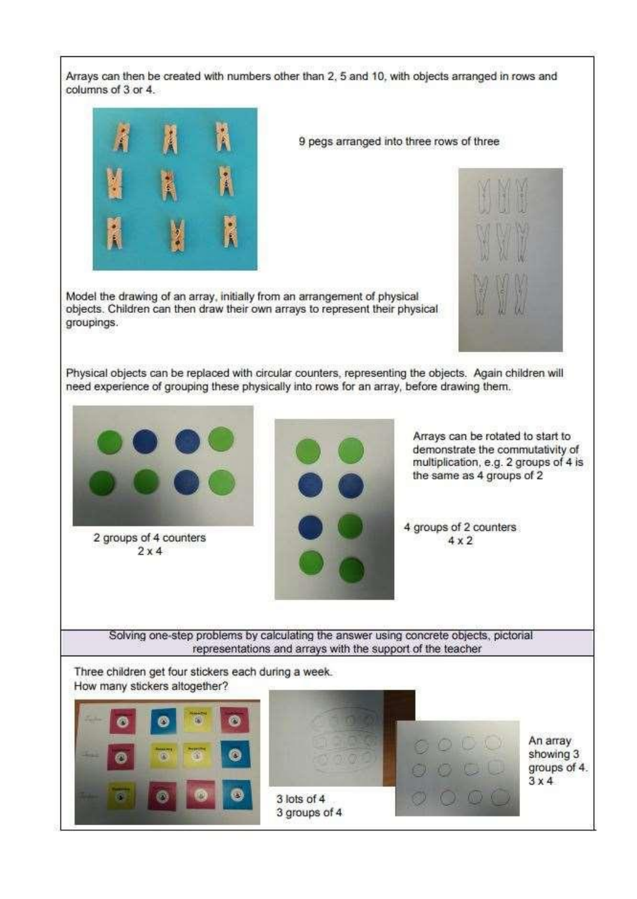Arrays can then be created with numbers other than 2, 5 and 10, with objects arranged in rows and columns of 3 or 4.

9 pegs arranged into three rows of three

Model the drawing of an array, initially from an arrangement of physical objects. Children can then draw their own arrays to represent their physical groupings.

Physical objects can be replaced with circular counters, representing the objects. Again children will need experience of grouping these physically into rows for an array, before drawing them.

2 groups of 4 counters
2 x 4

4 groups of 2 counters
4 x 2

Arrays can be rotated to start to demonstrate the commutativity of multiplication, e.g. 2 groups of 4 is the same as 4 groups of 2

## Solving one-step problems by calculating the answer using concrete objects, pictorial representations and arrays with the support of the teacher

Three children get four stickers each during a week.
How many stickers altogether?

3 lots of 4
3 groups of 4

An array showing 3 groups of 4.
3 x 4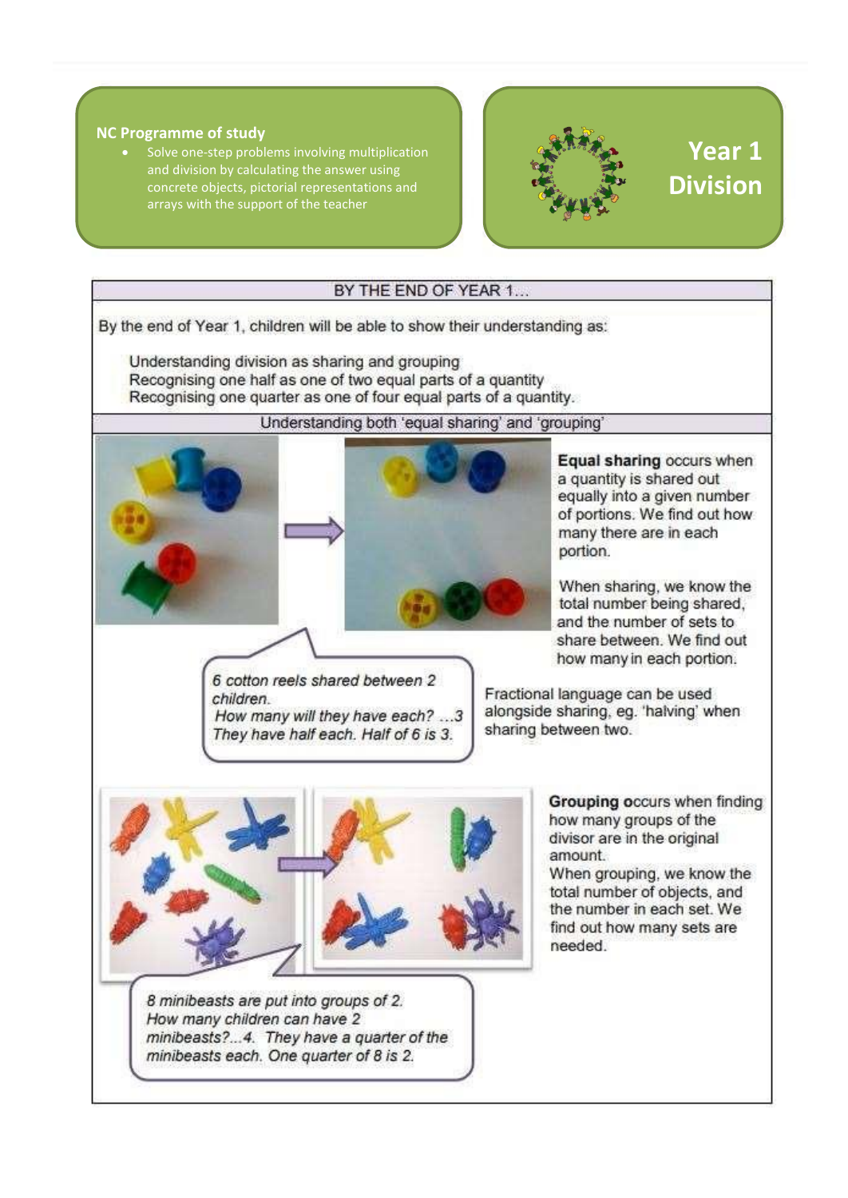**NC Programme of study**

- Solve one-step problems involving multiplication and division by calculating the answer using concrete objects, pictorial representations and arrays with the support of the teacher

# Year 1 Division

## BY THE END OF YEAR 1…

By the end of Year 1, children will be able to show their understanding as:

Understanding division as sharing and grouping
Recognising one half as one of two equal parts of a quantity
Recognising one quarter as one of four equal parts of a quantity.

### Understanding both 'equal sharing' and 'grouping'

*6 cotton reels shared between 2 children.*
*How many will they have each? …3*
*They have half each. Half of 6 is 3.*

**Equal sharing** occurs when a quantity is shared out equally into a given number of portions. We find out how many there are in each portion.

When sharing, we know the total number being shared, and the number of sets to share between. We find out how many in each portion.

Fractional language can be used alongside sharing, eg. 'halving' when sharing between two.

*8 minibeasts are put into groups of 2.*
*How many children can have 2 minibeasts?…4. They have a quarter of the minibeasts each. One quarter of 8 is 2.*

**Grouping** occurs when finding how many groups of the divisor are in the original amount.
When grouping, we know the total number of objects, and the number in each set. We find out how many sets are needed.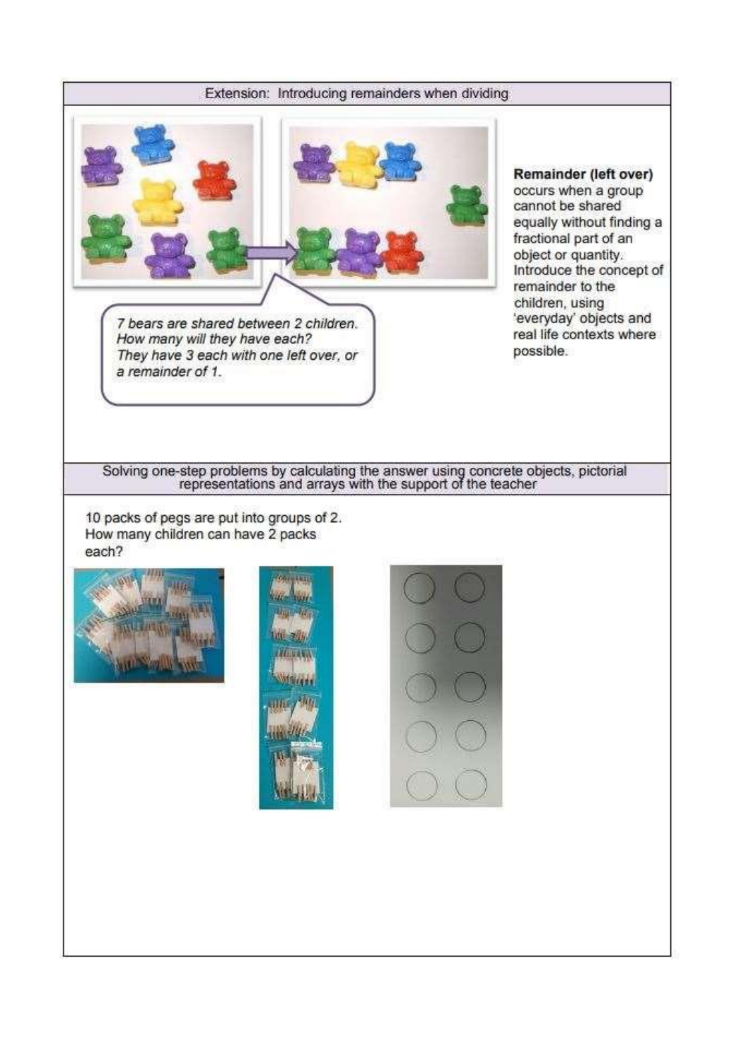## Extension: Introducing remainders when dividing

*7 bears are shared between 2 children. How many will they have each? They have 3 each with one left over, or a remainder of 1.*

**Remainder (left over)** occurs when a group cannot be shared equally without finding a fractional part of an object or quantity. Introduce the concept of remainder to the children, using 'everyday' objects and real life contexts where possible.

## Solving one-step problems by calculating the answer using concrete objects, pictorial representations and arrays with the support of the teacher

10 packs of pegs are put into groups of 2. How many children can have 2 packs each?